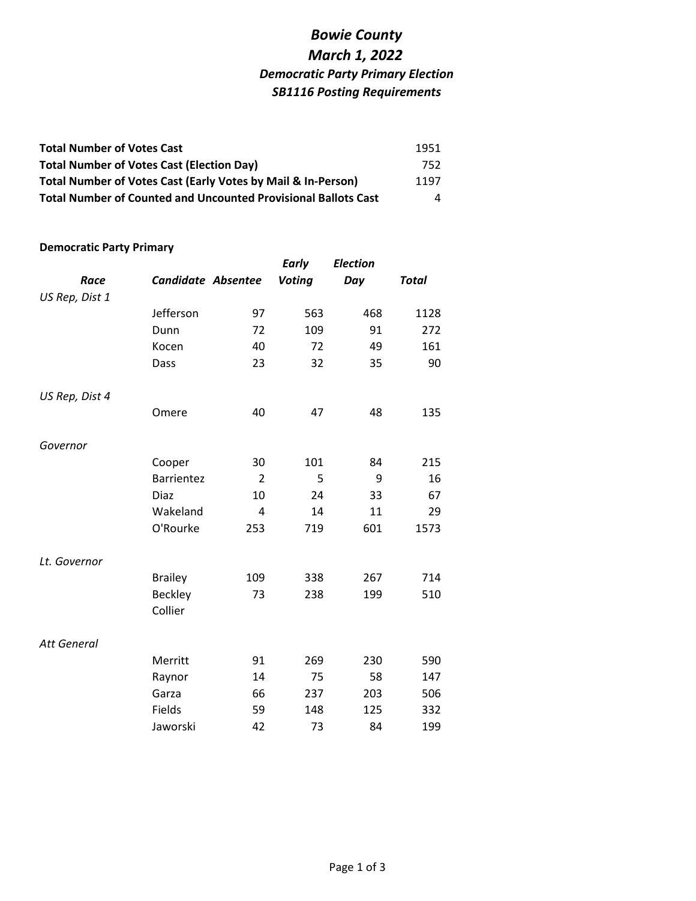# *Bowie County*

## *March 1, 2022*

### *Democratic Party Primary Election*

### *SB1116 Posting Requirements*

| | |
|---|---|
| **Total Number of Votes Cast** | 1951 |
| **Total Number of Votes Cast (Election Day)** | 752 |
| **Total Number of Votes Cast (Early Votes by Mail & In-Person)** | 1197 |
| **Total Number of Counted and Uncounted Provisional Ballots Cast** | 4 |

**Democratic Party Primary**

| *Race* | *Candidate* | *Absentee* | *Early Voting* | *Election Day* | *Total* |
|---|---|---|---|---|---|
| *US Rep, Dist 1* | | | | | |
| | Jefferson | 97 | 563 | 468 | 1128 |
| | Dunn | 72 | 109 | 91 | 272 |
| | Kocen | 40 | 72 | 49 | 161 |
| | Dass | 23 | 32 | 35 | 90 |
| *US Rep, Dist 4* | | | | | |
| | Omere | 40 | 47 | 48 | 135 |
| *Governor* | | | | | |
| | Cooper | 30 | 101 | 84 | 215 |
| | Barrientez | 2 | 5 | 9 | 16 |
| | Diaz | 10 | 24 | 33 | 67 |
| | Wakeland | 4 | 14 | 11 | 29 |
| | O'Rourke | 253 | 719 | 601 | 1573 |
| *Lt. Governor* | | | | | |
| | Brailey | 109 | 338 | 267 | 714 |
| | Beckley | 73 | 238 | 199 | 510 |
| | Collier | | | | |
| *Att General* | | | | | |
| | Merritt | 91 | 269 | 230 | 590 |
| | Raynor | 14 | 75 | 58 | 147 |
| | Garza | 66 | 237 | 203 | 506 |
| | Fields | 59 | 148 | 125 | 332 |
| | Jaworski | 42 | 73 | 84 | 199 |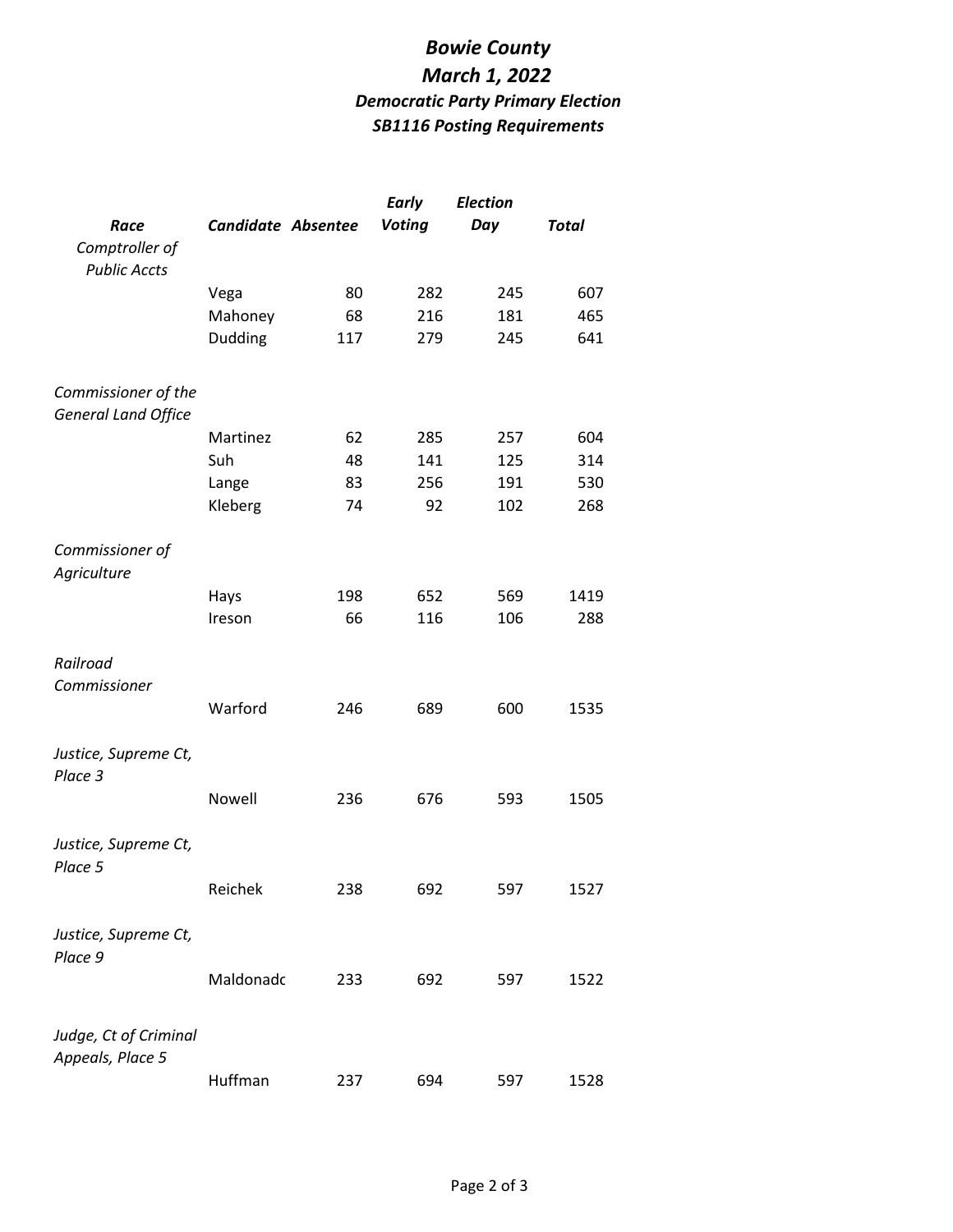# *Bowie County*

## *March 1, 2022*

### *Democratic Party Primary Election*

### *SB1116 Posting Requirements*

| *Race* | *Candidate* | *Absentee* | *Early Voting* | *Election Day* | *Total* |
|---|---|---|---|---|---|
| *Comptroller of Public Accts* | | | | | |
| | Vega | 80 | 282 | 245 | 607 |
| | Mahoney | 68 | 216 | 181 | 465 |
| | Dudding | 117 | 279 | 245 | 641 |
| *Commissioner of the General Land Office* | | | | | |
| | Martinez | 62 | 285 | 257 | 604 |
| | Suh | 48 | 141 | 125 | 314 |
| | Lange | 83 | 256 | 191 | 530 |
| | Kleberg | 74 | 92 | 102 | 268 |
| *Commissioner of Agriculture* | | | | | |
| | Hays | 198 | 652 | 569 | 1419 |
| | Ireson | 66 | 116 | 106 | 288 |
| *Railroad Commissioner* | | | | | |
| | Warford | 246 | 689 | 600 | 1535 |
| *Justice, Supreme Ct, Place 3* | | | | | |
| | Nowell | 236 | 676 | 593 | 1505 |
| *Justice, Supreme Ct, Place 5* | | | | | |
| | Reichek | 238 | 692 | 597 | 1527 |
| *Justice, Supreme Ct, Place 9* | | | | | |
| | Maldonadc | 233 | 692 | 597 | 1522 |
| *Judge, Ct of Criminal Appeals, Place 5* | | | | | |
| | Huffman | 237 | 694 | 597 | 1528 |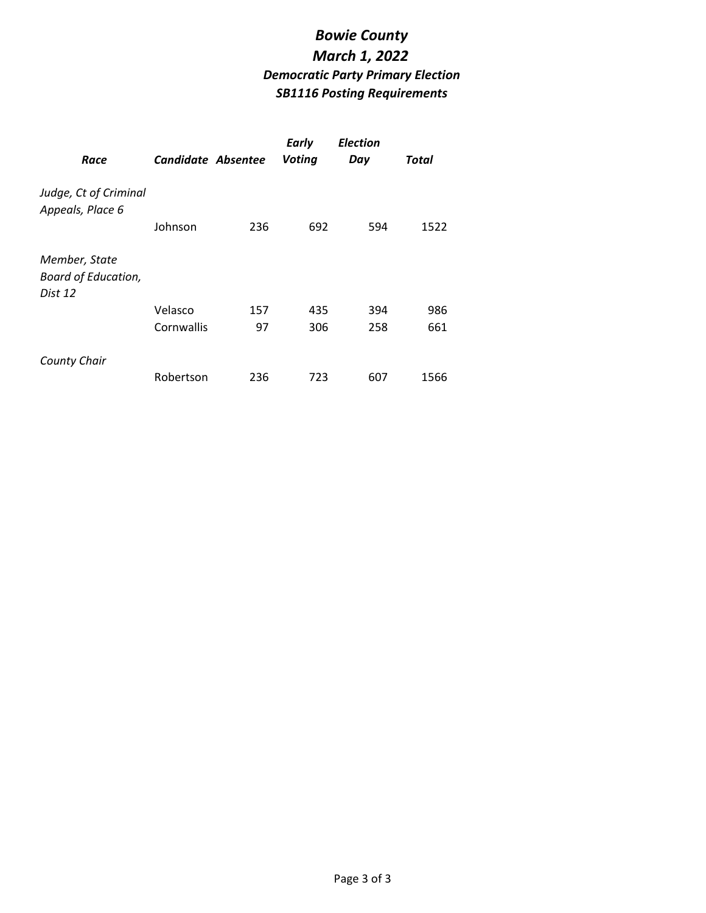# *Bowie County*
# *March 1, 2022*
## *Democratic Party Primary Election*
## *SB1116 Posting Requirements*

| *Race* | *Candidate* | *Absentee* | *Early Voting* | *Election Day* | *Total* |
|---|---|---|---|---|---|
| *Judge, Ct of Criminal Appeals, Place 6* | | | | | |
| | Johnson | 236 | 692 | 594 | 1522 |
| *Member, State Board of Education, Dist 12* | | | | | |
| | Velasco | 157 | 435 | 394 | 986 |
| | Cornwallis | 97 | 306 | 258 | 661 |
| *County Chair* | | | | | |
| | Robertson | 236 | 723 | 607 | 1566 |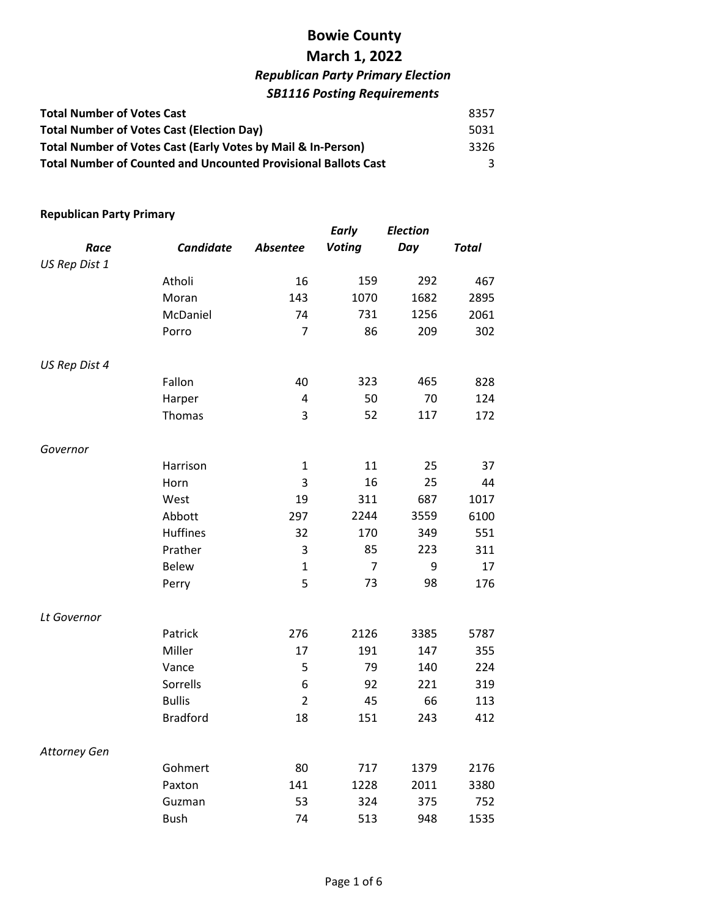# Bowie County
# March 1, 2022
### *Republican Party Primary Election*
### *SB1116 Posting Requirements*

| | |
|---|---|
| **Total Number of Votes Cast** | 8357 |
| **Total Number of Votes Cast (Election Day)** | 5031 |
| **Total Number of Votes Cast (Early Votes by Mail & In-Person)** | 3326 |
| **Total Number of Counted and Uncounted Provisional Ballots Cast** | 3 |

**Republican Party Primary**

| *Race* | *Candidate* | *Absentee* | *Early Voting* | *Election Day* | *Total* |
|---|---|---|---|---|---|
| *US Rep Dist 1* | | | | | |
| | Atholi | 16 | 159 | 292 | 467 |
| | Moran | 143 | 1070 | 1682 | 2895 |
| | McDaniel | 74 | 731 | 1256 | 2061 |
| | Porro | 7 | 86 | 209 | 302 |
| *US Rep Dist 4* | | | | | |
| | Fallon | 40 | 323 | 465 | 828 |
| | Harper | 4 | 50 | 70 | 124 |
| | Thomas | 3 | 52 | 117 | 172 |
| *Governor* | | | | | |
| | Harrison | 1 | 11 | 25 | 37 |
| | Horn | 3 | 16 | 25 | 44 |
| | West | 19 | 311 | 687 | 1017 |
| | Abbott | 297 | 2244 | 3559 | 6100 |
| | Huffines | 32 | 170 | 349 | 551 |
| | Prather | 3 | 85 | 223 | 311 |
| | Belew | 1 | 7 | 9 | 17 |
| | Perry | 5 | 73 | 98 | 176 |
| *Lt Governor* | | | | | |
| | Patrick | 276 | 2126 | 3385 | 5787 |
| | Miller | 17 | 191 | 147 | 355 |
| | Vance | 5 | 79 | 140 | 224 |
| | Sorrells | 6 | 92 | 221 | 319 |
| | Bullis | 2 | 45 | 66 | 113 |
| | Bradford | 18 | 151 | 243 | 412 |
| *Attorney Gen* | | | | | |
| | Gohmert | 80 | 717 | 1379 | 2176 |
| | Paxton | 141 | 1228 | 2011 | 3380 |
| | Guzman | 53 | 324 | 375 | 752 |
| | Bush | 74 | 513 | 948 | 1535 |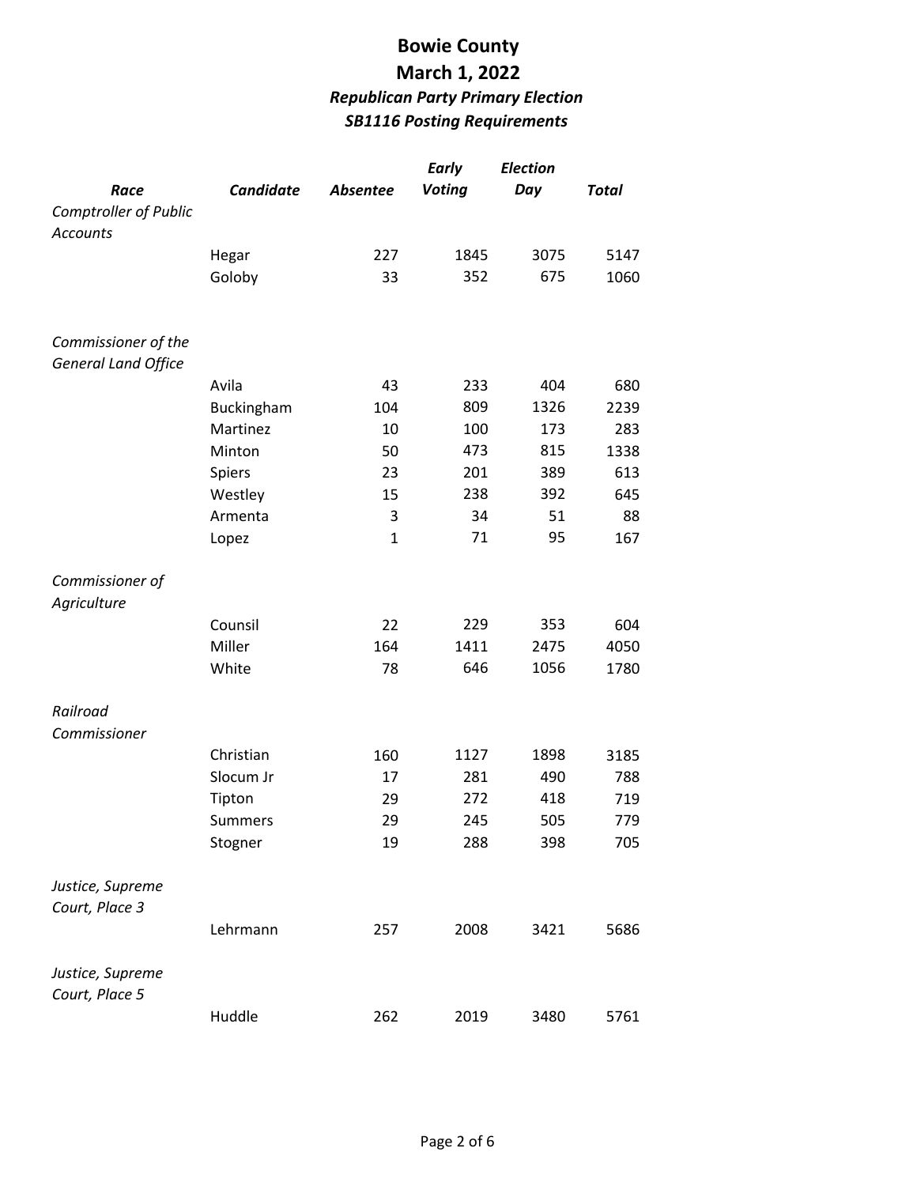# Bowie County
## March 1, 2022
### *Republican Party Primary Election*
### *SB1116 Posting Requirements*

| *Race* | *Candidate* | *Absentee* | *Early Voting* | *Election Day* | *Total* |
|---|---|---|---|---|---|
| *Comptroller of Public Accounts* | | | | | |
| | Hegar | 227 | 1845 | 3075 | 5147 |
| | Goloby | 33 | 352 | 675 | 1060 |
| *Commissioner of the General Land Office* | | | | | |
| | Avila | 43 | 233 | 404 | 680 |
| | Buckingham | 104 | 809 | 1326 | 2239 |
| | Martinez | 10 | 100 | 173 | 283 |
| | Minton | 50 | 473 | 815 | 1338 |
| | Spiers | 23 | 201 | 389 | 613 |
| | Westley | 15 | 238 | 392 | 645 |
| | Armenta | 3 | 34 | 51 | 88 |
| | Lopez | 1 | 71 | 95 | 167 |
| *Commissioner of Agriculture* | | | | | |
| | Counsil | 22 | 229 | 353 | 604 |
| | Miller | 164 | 1411 | 2475 | 4050 |
| | White | 78 | 646 | 1056 | 1780 |
| *Railroad Commissioner* | | | | | |
| | Christian | 160 | 1127 | 1898 | 3185 |
| | Slocum Jr | 17 | 281 | 490 | 788 |
| | Tipton | 29 | 272 | 418 | 719 |
| | Summers | 29 | 245 | 505 | 779 |
| | Stogner | 19 | 288 | 398 | 705 |
| *Justice, Supreme Court, Place 3* | | | | | |
| | Lehrmann | 257 | 2008 | 3421 | 5686 |
| *Justice, Supreme Court, Place 5* | | | | | |
| | Huddle | 262 | 2019 | 3480 | 5761 |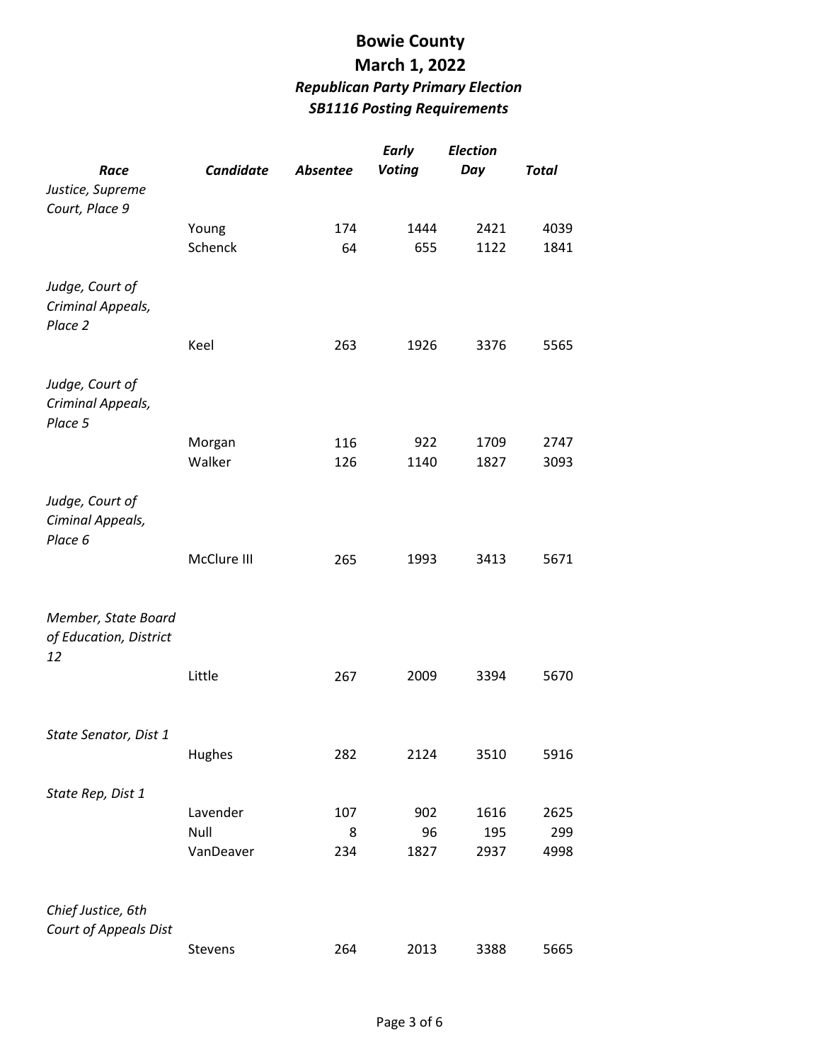# Bowie County
# March 1, 2022
## *Republican Party Primary Election*
## *SB1116 Posting Requirements*

| *Race* | *Candidate* | *Absentee* | *Early Voting* | *Election Day* | *Total* |
|---|---|---|---|---|---|
| *Justice, Supreme Court, Place 9* | | | | | |
| | Young | 174 | 1444 | 2421 | 4039 |
| | Schenck | 64 | 655 | 1122 | 1841 |
| *Judge, Court of Criminal Appeals, Place 2* | | | | | |
| | Keel | 263 | 1926 | 3376 | 5565 |
| *Judge, Court of Criminal Appeals, Place 5* | | | | | |
| | Morgan | 116 | 922 | 1709 | 2747 |
| | Walker | 126 | 1140 | 1827 | 3093 |
| *Judge, Court of Ciminal Appeals, Place 6* | | | | | |
| | McClure III | 265 | 1993 | 3413 | 5671 |
| *Member, State Board of Education, District 12* | | | | | |
| | Little | 267 | 2009 | 3394 | 5670 |
| *State Senator, Dist 1* | | | | | |
| | Hughes | 282 | 2124 | 3510 | 5916 |
| *State Rep, Dist 1* | | | | | |
| | Lavender | 107 | 902 | 1616 | 2625 |
| | Null | 8 | 96 | 195 | 299 |
| | VanDeaver | 234 | 1827 | 2937 | 4998 |
| *Chief Justice, 6th Court of Appeals Dist* | | | | | |
| | Stevens | 264 | 2013 | 3388 | 5665 |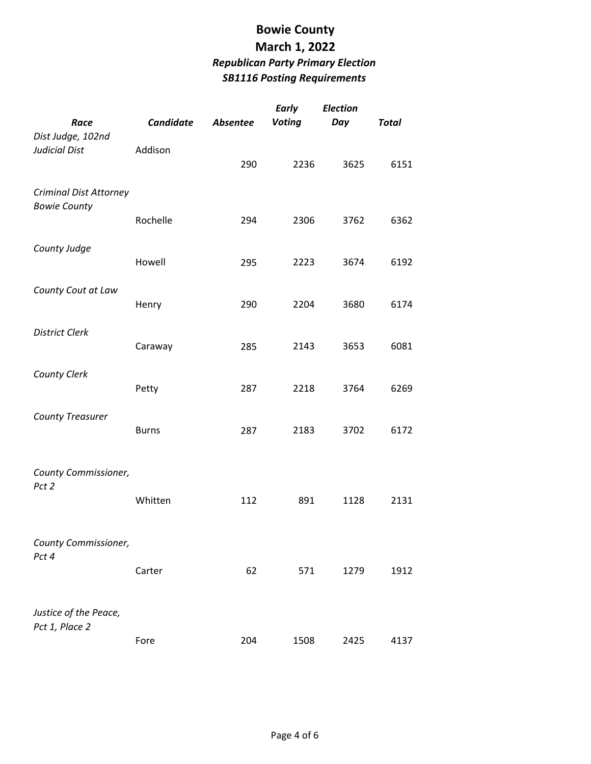# Bowie County
# March 1, 2022
## *Republican Party Primary Election*
## *SB1116 Posting Requirements*

| *Race* | *Candidate* | *Absentee* | *Early Voting* | *Election Day* | *Total* |
|---|---|---|---|---|---|
| *Dist Judge, 102nd Judicial Dist* | Addison | 290 | 2236 | 3625 | 6151 |
| *Criminal Dist Attorney Bowie County* | Rochelle | 294 | 2306 | 3762 | 6362 |
| *County Judge* | Howell | 295 | 2223 | 3674 | 6192 |
| *County Cout at Law* | Henry | 290 | 2204 | 3680 | 6174 |
| *District Clerk* | Caraway | 285 | 2143 | 3653 | 6081 |
| *County Clerk* | Petty | 287 | 2218 | 3764 | 6269 |
| *County Treasurer* | Burns | 287 | 2183 | 3702 | 6172 |
| *County Commissioner, Pct 2* | Whitten | 112 | 891 | 1128 | 2131 |
| *County Commissioner, Pct 4* | Carter | 62 | 571 | 1279 | 1912 |
| *Justice of the Peace, Pct 1, Place 2* | Fore | 204 | 1508 | 2425 | 4137 |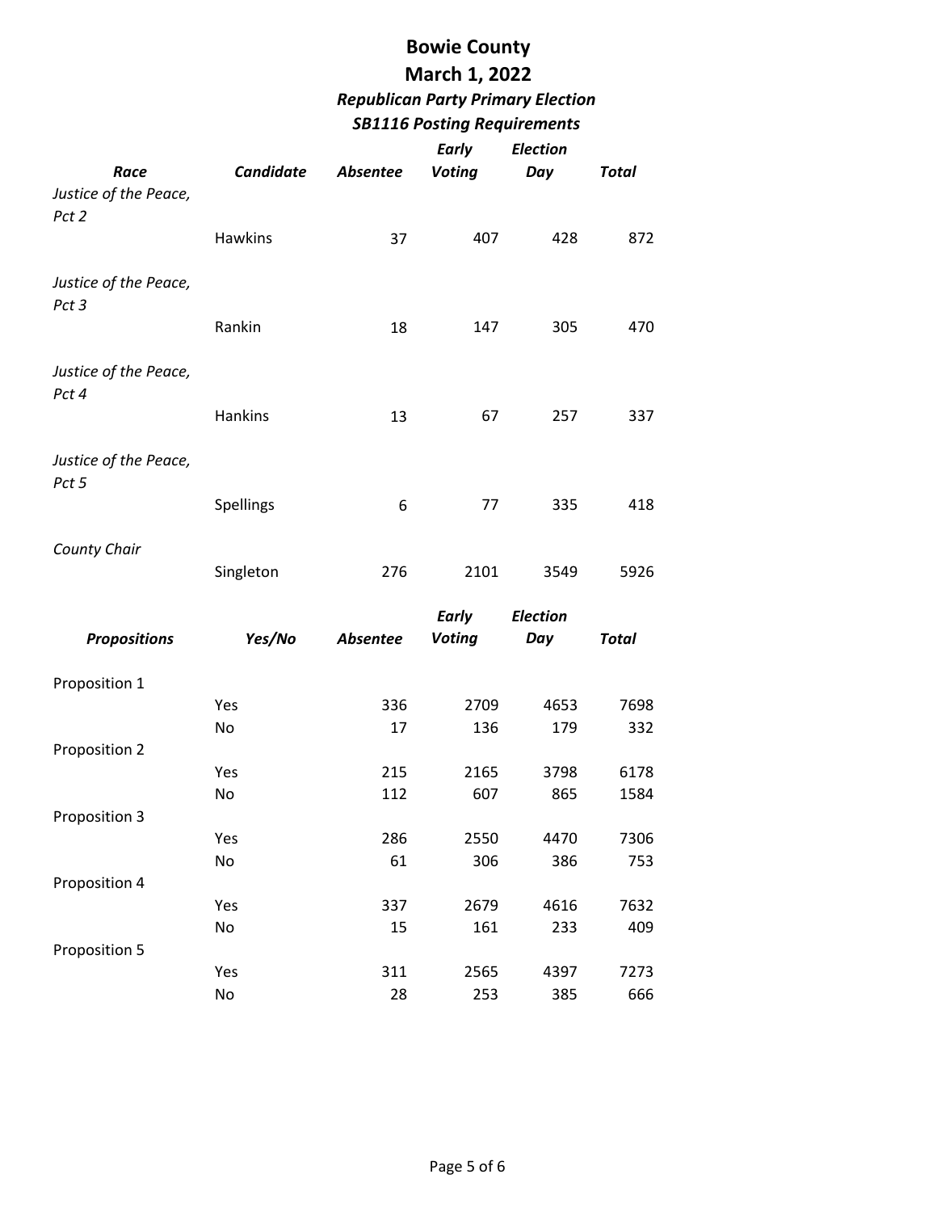# Bowie County

## March 1, 2022

### *Republican Party Primary Election*

### *SB1116 Posting Requirements*

| *Race* | *Candidate* | *Absentee* | *Early Voting* | *Election Day* | *Total* |
|---|---|---|---|---|---|
| *Justice of the Peace, Pct 2* | | | | | |
| | Hawkins | 37 | 407 | 428 | 872 |
| *Justice of the Peace, Pct 3* | | | | | |
| | Rankin | 18 | 147 | 305 | 470 |
| *Justice of the Peace, Pct 4* | | | | | |
| | Hankins | 13 | 67 | 257 | 337 |
| *Justice of the Peace, Pct 5* | | | | | |
| | Spellings | 6 | 77 | 335 | 418 |
| *County Chair* | | | | | |
| | Singleton | 276 | 2101 | 3549 | 5926 |

| *Propositions* | *Yes/No* | *Absentee* | *Early Voting* | *Election Day* | *Total* |
|---|---|---|---|---|---|
| Proposition 1 | | | | | |
| | Yes | 336 | 2709 | 4653 | 7698 |
| | No | 17 | 136 | 179 | 332 |
| Proposition 2 | | | | | |
| | Yes | 215 | 2165 | 3798 | 6178 |
| | No | 112 | 607 | 865 | 1584 |
| Proposition 3 | | | | | |
| | Yes | 286 | 2550 | 4470 | 7306 |
| | No | 61 | 306 | 386 | 753 |
| Proposition 4 | | | | | |
| | Yes | 337 | 2679 | 4616 | 7632 |
| | No | 15 | 161 | 233 | 409 |
| Proposition 5 | | | | | |
| | Yes | 311 | 2565 | 4397 | 7273 |
| | No | 28 | 253 | 385 | 666 |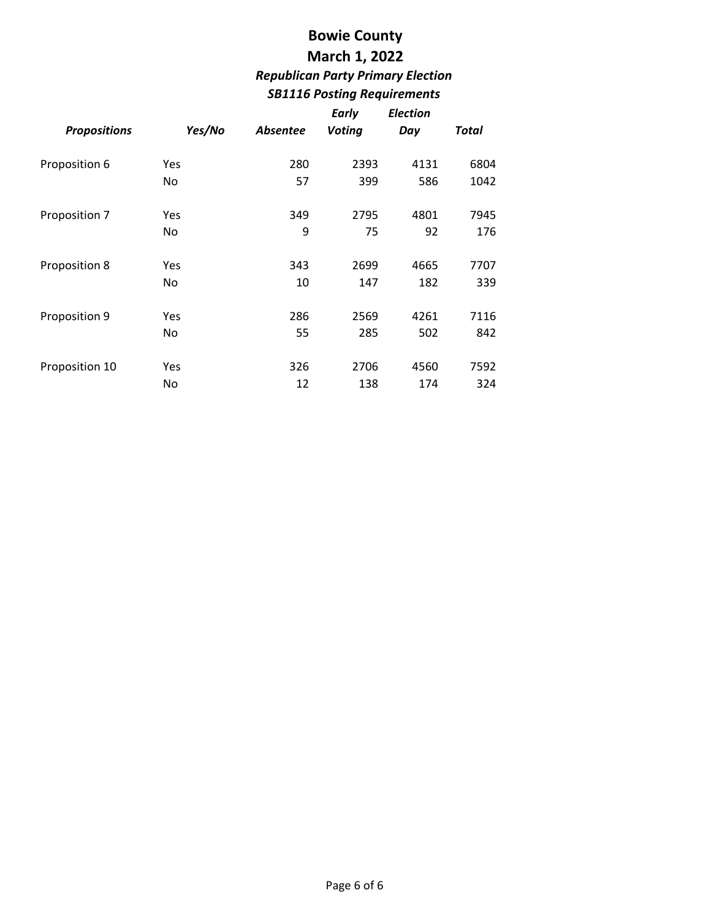# Bowie County

## March 1, 2022

### *Republican Party Primary Election*

### *SB1116 Posting Requirements*

| ***Propositions*** | ***Yes/No*** | ***Absentee*** | ***Early Voting*** | ***Election Day*** | ***Total*** |
|---|---|---|---|---|---|
| Proposition 6 | Yes | 280 | 2393 | 4131 | 6804 |
| | No | 57 | 399 | 586 | 1042 |
| Proposition 7 | Yes | 349 | 2795 | 4801 | 7945 |
| | No | 9 | 75 | 92 | 176 |
| Proposition 8 | Yes | 343 | 2699 | 4665 | 7707 |
| | No | 10 | 147 | 182 | 339 |
| Proposition 9 | Yes | 286 | 2569 | 4261 | 7116 |
| | No | 55 | 285 | 502 | 842 |
| Proposition 10 | Yes | 326 | 2706 | 4560 | 7592 |
| | No | 12 | 138 | 174 | 324 |